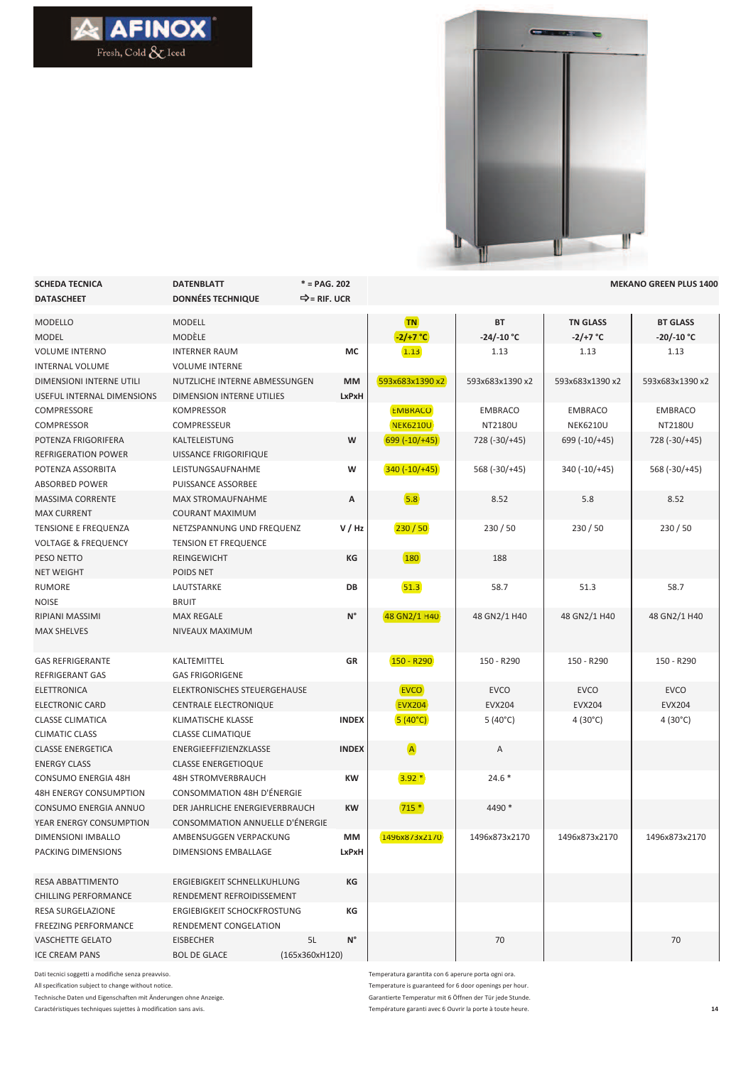AFINOX
Fresh, Cold & Iced

| SCHEDA TECNICA<br>DATASCHEET | DATENBLATT<br>DONNÉES TECHNIQUE | * = PAG. 202<br>⇨ = RIF. UCR | | | | MEKANO GREEN PLUS 1400 |
|---|---|---|---|---|---|---|
| MODELLO<br>MODEL | MODELL<br>MODÈLE | | TN<br>-2/+7 °C | BT<br>-24/-10 °C | TN GLASS<br>-2/+7 °C | BT GLASS<br>-20/-10 °C |
| VOLUME INTERNO<br>INTERNAL VOLUME | INTERNER RAUM<br>VOLUME INTERNE | MC | 1.13 | 1.13 | 1.13 | 1.13 |
| DIMENSIONI INTERNE UTILI<br>USEFUL INTERNAL DIMENSIONS | NUTZLICHE INTERNE ABMESSUNGEN<br>DIMENSION INTERNE UTILIES | MM<br>LxPxH | 593x683x1390 x2 | 593x683x1390 x2 | 593x683x1390 x2 | 593x683x1390 x2 |
| COMPRESSORE<br>COMPRESSOR | KOMPRESSOR<br>COMPRESSEUR | | EMBRACO<br>NEK6210U | EMBRACO<br>NT2180U | EMBRACO<br>NEK6210U | EMBRACO<br>NT2180U |
| POTENZA FRIGORIFERA<br>REFRIGERATION POWER | KALTELEISTUNG<br>UISSANCE FRIGORIFIQUE | W | 699 (-10/+45) | 728 (-30/+45) | 699 (-10/+45) | 728 (-30/+45) |
| POTENZA ASSORBITA<br>ABSORBED POWER | LEISTUNGSAUFNAHME<br>PUISSANCE ASSORBEE | W | 340 (-10/+45) | 568 (-30/+45) | 340 (-10/+45) | 568 (-30/+45) |
| MASSIMA CORRENTE<br>MAX CURRENT | MAX STROMAUFNAHME<br>COURANT MAXIMUM | A | 5.8 | 8.52 | 5.8 | 8.52 |
| TENSIONE E FREQUENZA<br>VOLTAGE & FREQUENCY | NETZSPANNUNG UND FREQUENZ<br>TENSION ET FREQUENCE | V / Hz | 230 / 50 | 230 / 50 | 230 / 50 | 230 / 50 |
| PESO NETTO<br>NET WEIGHT | REINGEWICHT<br>POIDS NET | KG | 180 | 188 | | |
| RUMORE<br>NOISE | LAUTSTARKE<br>BRUIT | DB | 51.3 | 58.7 | 51.3 | 58.7 |
| RIPIANI MASSIMI<br>MAX SHELVES | MAX REGALE<br>NIVEAUX MAXIMUM | N° | 48 GN2/1 H40 | 48 GN2/1 H40 | 48 GN2/1 H40 | 48 GN2/1 H40 |
| GAS REFRIGERANTE<br>REFRIGERANT GAS | KALTEMITTEL<br>GAS FRIGORIGENE | GR | 150 - R290 | 150 - R290 | 150 - R290 | 150 - R290 |
| ELETTRONICA<br>ELECTRONIC CARD | ELEKTRONISCHES STEUERGEHAUSE<br>CENTRALE ELECTRONIQUE | | EVCO<br>EVX204 | EVCO<br>EVX204 | EVCO<br>EVX204 | EVCO<br>EVX204 |
| CLASSE CLIMATICA<br>CLIMATIC CLASS | KLIMATISCHE KLASSE<br>CLASSE CLIMATIQUE | INDEX | 5 (40°C) | 5 (40°C) | 4 (30°C) | 4 (30°C) |
| CLASSE ENERGETICA<br>ENERGY CLASS | ENERGIEEFFIZIENZKLASSE<br>CLASSE ENERGETIOQUE | INDEX | A | A | | |
| CONSUMO ENERGIA 48H<br>48H ENERGY CONSUMPTION | 48H STROMVERBRAUCH<br>CONSOMMATION 48H D'ÉNERGIE | KW | 3.92 * | 24.6 * | | |
| CONSUMO ENERGIA ANNUO<br>YEAR ENERGY CONSUMPTION | DER JAHRLICHE ENERGIEVERBRAUCH<br>CONSOMMATION ANNUELLE D'ÉNERGIE | KW | 715 * | 4490 * | | |
| DIMENSIONI IMBALLO<br>PACKING DIMENSIONS | AMBENSUGGEN VERPACKUNG<br>DIMENSIONS EMBALLAGE | MM<br>LxPxH | 1496x873x2170 | 1496x873x2170 | 1496x873x2170 | 1496x873x2170 |
| RESA ABBATTIMENTO<br>CHILLING PERFORMANCE | ERGIEBIGKEIT SCHNELLKUHLUNG<br>RENDEMENT REFROIDISSEMENT | KG | | | | |
| RESA SURGELAZIONE<br>FREEZING PERFORMANCE | ERGIEBIGKEIT SCHOCKFROSTUNG<br>RENDEMENT CONGELATION | KG | | | | |
| VASCHETTE GELATO<br>ICE CREAM PANS | EISBECHER<br>BOL DE GLACE | 5L (165x360xH120) N° | | 70 | | 70 |

Dati tecnici soggetti a modifiche senza preavviso.
All specification subject to change without notice.
Technische Daten und Eigenschaften mit Änderungen ohne Anzeige.
Caractéristiques techniques sujettes à modification sans avis.

Temperatura garantita con 6 aperure porta ogni ora.
Temperature is guaranteed for 6 door openings per hour.
Garantierte Temperatur mit 6 Öffnen der Tür jede Stunde.
Température garanti avec 6 Ouvrir la porte à toute heure.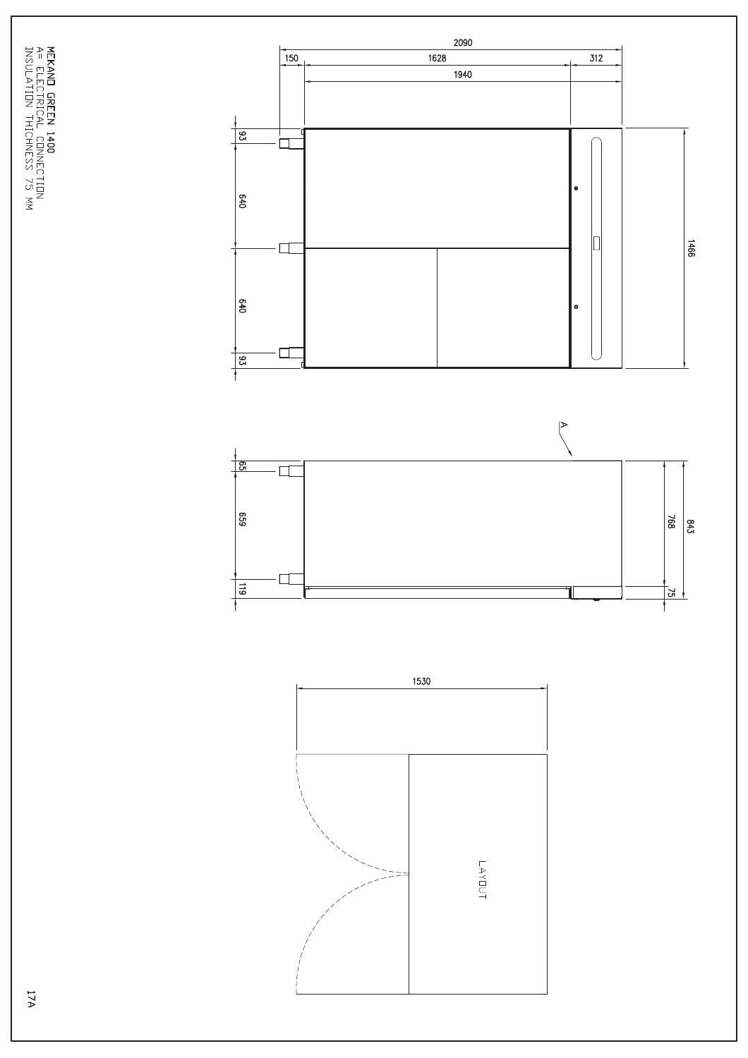MEKANO GREEN 1400
A= ELECTRICAL CONNECTION
INSULATION THICHNESS 75 MM

2090
150
1628
312
1940

93
640
640
93
1466

A

65
659
119
768
843
75

1530

LAYOUT

17A